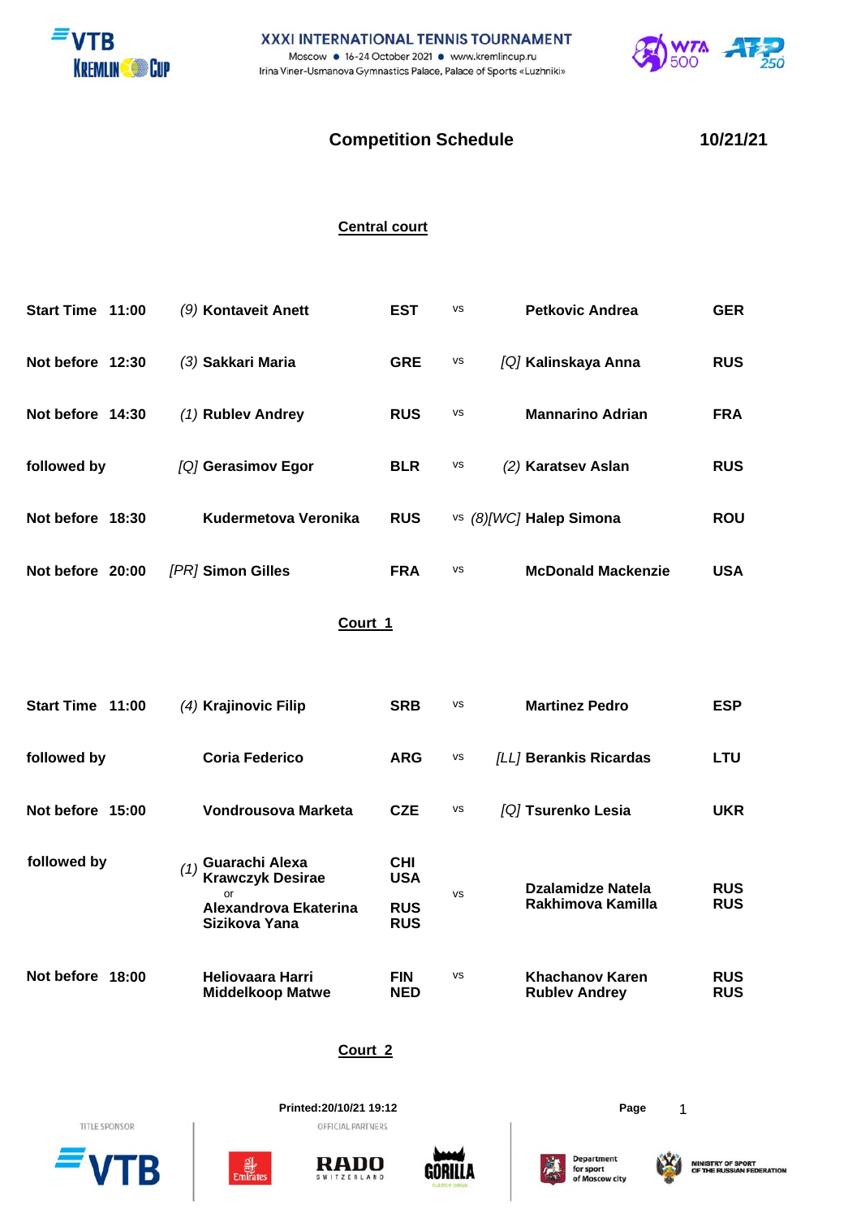XXXI INTERNATIONAL TENNIS TOURNAMENT

Moscow ● 16-24 October 2021 ● www.kremlincup.ru

Irina Viner-Usmanova Gymnastics Palace, Palace of Sports «Luzhniki»

# Competition Schedule 10/21/21

## Central court

| Time | | Player | Country | | Opponent | Country |
|---|---|---|---|---|---|---|
| Start Time 11:00 | *(9)* | **Kontaveit Anett** | **EST** | vs | **Petkovic Andrea** | **GER** |
| Not before 12:30 | *(3)* | **Sakkari Maria** | **GRE** | vs | *[Q]* **Kalinskaya Anna** | **RUS** |
| Not before 14:30 | *(1)* | **Rublev Andrey** | **RUS** | vs | **Mannarino Adrian** | **FRA** |
| followed by | *[Q]* | **Gerasimov Egor** | **BLR** | vs | *(2)* **Karatsev Aslan** | **RUS** |
| Not before 18:30 | | **Kudermetova Veronika** | **RUS** | vs | *(8)[WC]* **Halep Simona** | **ROU** |
| Not before 20:00 | *[PR]* | **Simon Gilles** | **FRA** | vs | **McDonald Mackenzie** | **USA** |

## Court 1

| Time | | Player | Country | | Opponent | Country |
|---|---|---|---|---|---|---|
| Start Time 11:00 | *(4)* | **Krajinovic Filip** | **SRB** | vs | **Martinez Pedro** | **ESP** |
| followed by | | **Coria Federico** | **ARG** | vs | *[LL]* **Berankis Ricardas** | **LTU** |
| Not before 15:00 | | **Vondrousova Marketa** | **CZE** | vs | *[Q]* **Tsurenko Lesia** | **UKR** |
| followed by | *(1)* | **Guarachi Alexa** / **Krawczyk Desirae** or **Alexandrova Ekaterina** / **Sizikova Yana** | **CHI** / **USA** / **RUS** / **RUS** | vs | **Dzalamidze Natela** / **Rakhimova Kamilla** | **RUS** / **RUS** |
| Not before 18:00 | | **Heliovaara Harri** / **Middelkoop Matwe** | **FIN** / **NED** | vs | **Khachanov Karen** / **Rublev Andrey** | **RUS** / **RUS** |

## Court 2

Printed:20/10/21 19:12

TITLE SPONSOR · OFFICIAL PARTNERS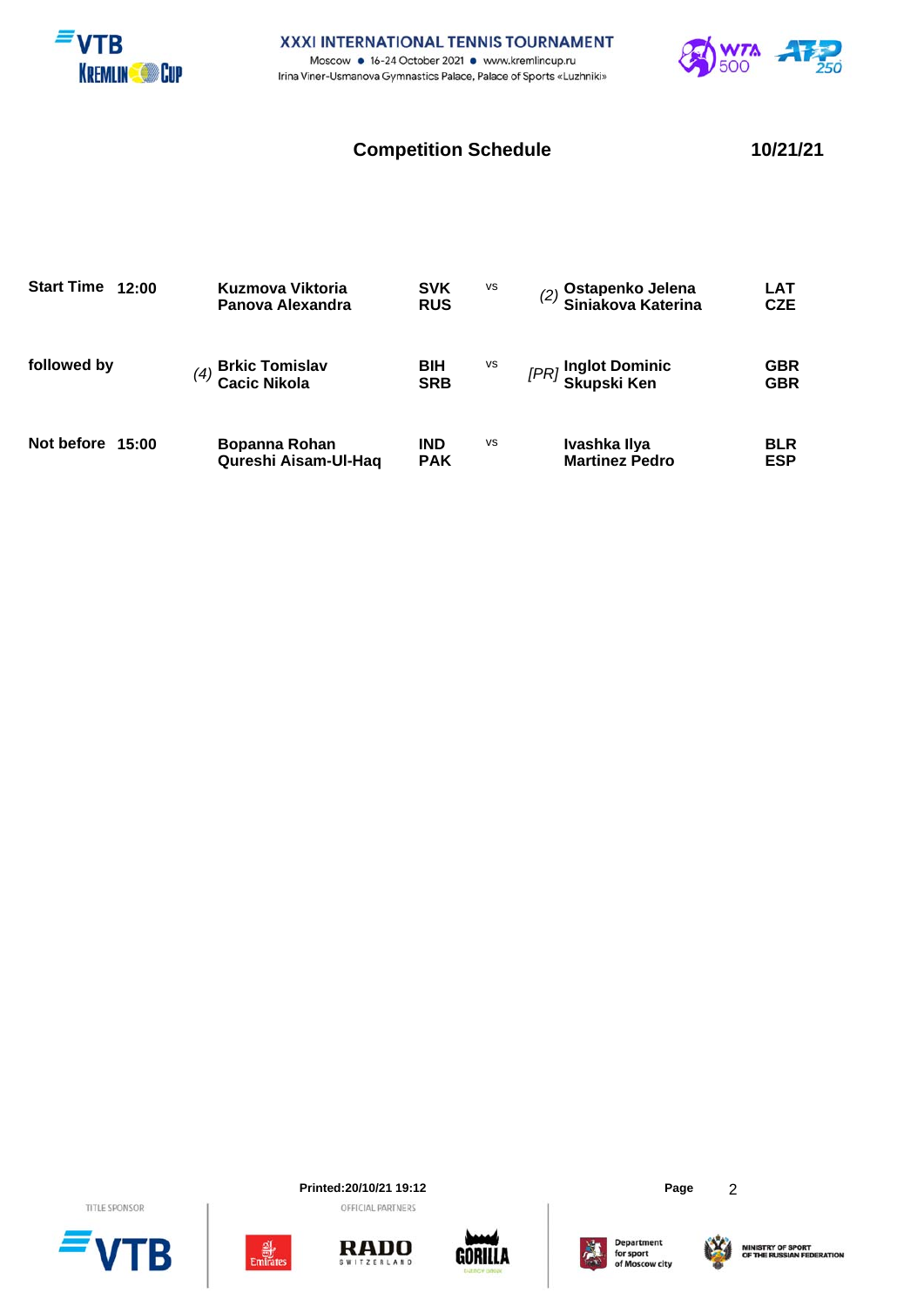XXXI INTERNATIONAL TENNIS TOURNAMENT

Moscow • 16-24 October 2021 • www.kremlincup.ru

Irina Viner-Usmanova Gymnastics Palace, Palace of Sports «Luzhniki»

## Competition Schedule

**10/21/21**

| | | | | | | | |
|---|---|---|---|---|---|---|---|
| **Start Time 12:00** | | **Kuzmova Viktoria**<br>**Panova Alexandra** | **SVK**<br>**RUS** | vs | *(2)* | **Ostapenko Jelena**<br>**Siniakova Katerina** | **LAT**<br>**CZE** |
| **followed by** | *(4)* | **Brkic Tomislav**<br>**Cacic Nikola** | **BIH**<br>**SRB** | vs | *[PR]* | **Inglot Dominic**<br>**Skupski Ken** | **GBR**<br>**GBR** |
| **Not before 15:00** | | **Bopanna Rohan**<br>**Qureshi Aisam-Ul-Haq** | **IND**<br>**PAK** | vs | | **Ivashka Ilya**<br>**Martinez Pedro** | **BLR**<br>**ESP** |

**Printed:20/10/21 19:12**

TITLE SPONSOR

OFFICIAL PARTNERS